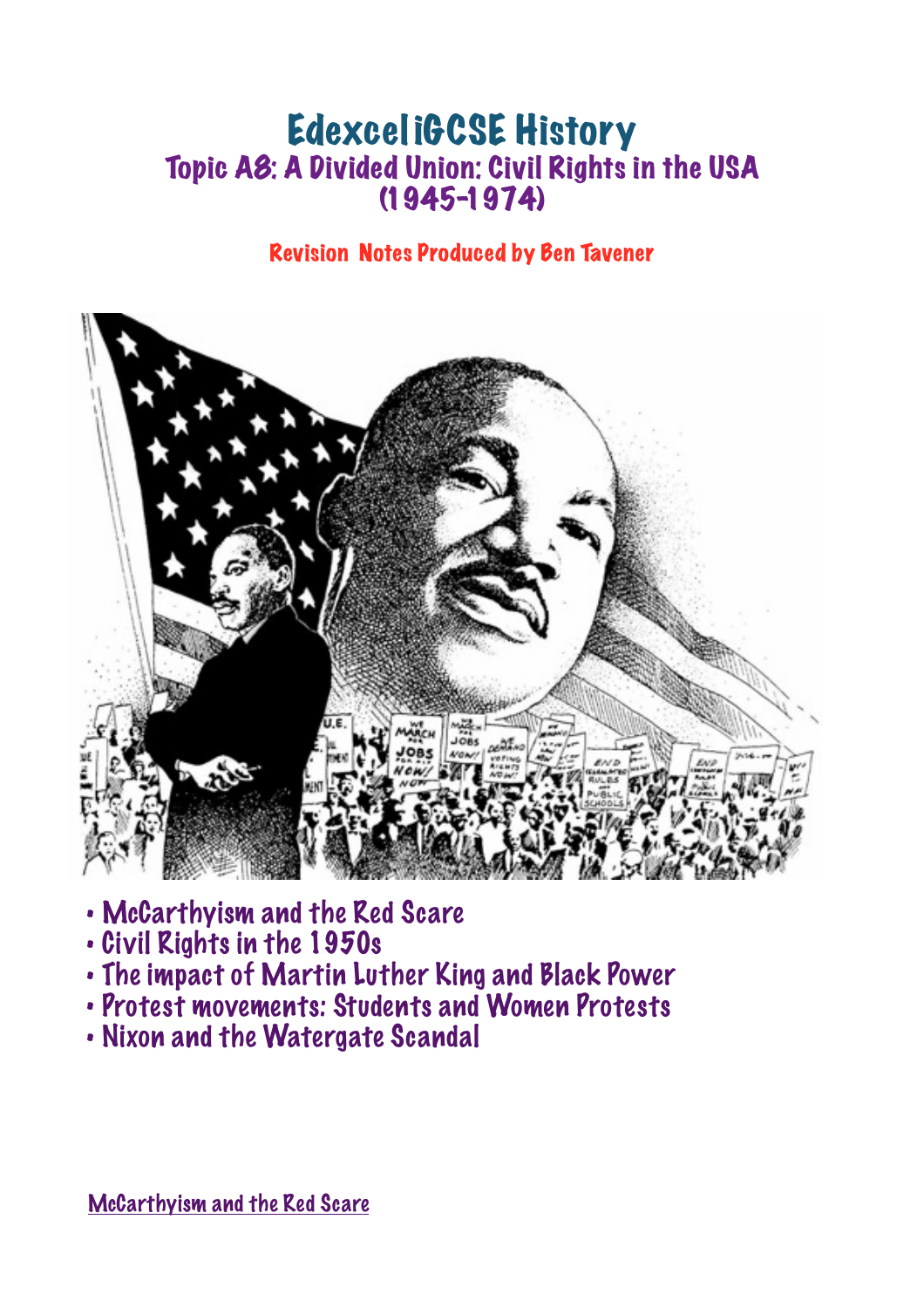# Edexcel iGCSE History

## Topic A8: A Divided Union: Civil Rights in the USA (1945-1974)

**Revision Notes Produced by Ben Tavener**

- McCarthyism and the Red Scare
- Civil Rights in the 1950s
- The impact of Martin Luther King and Black Power
- Protest movements: Students and Women Protests
- Nixon and the Watergate Scandal

## McCarthyism and the Red Scare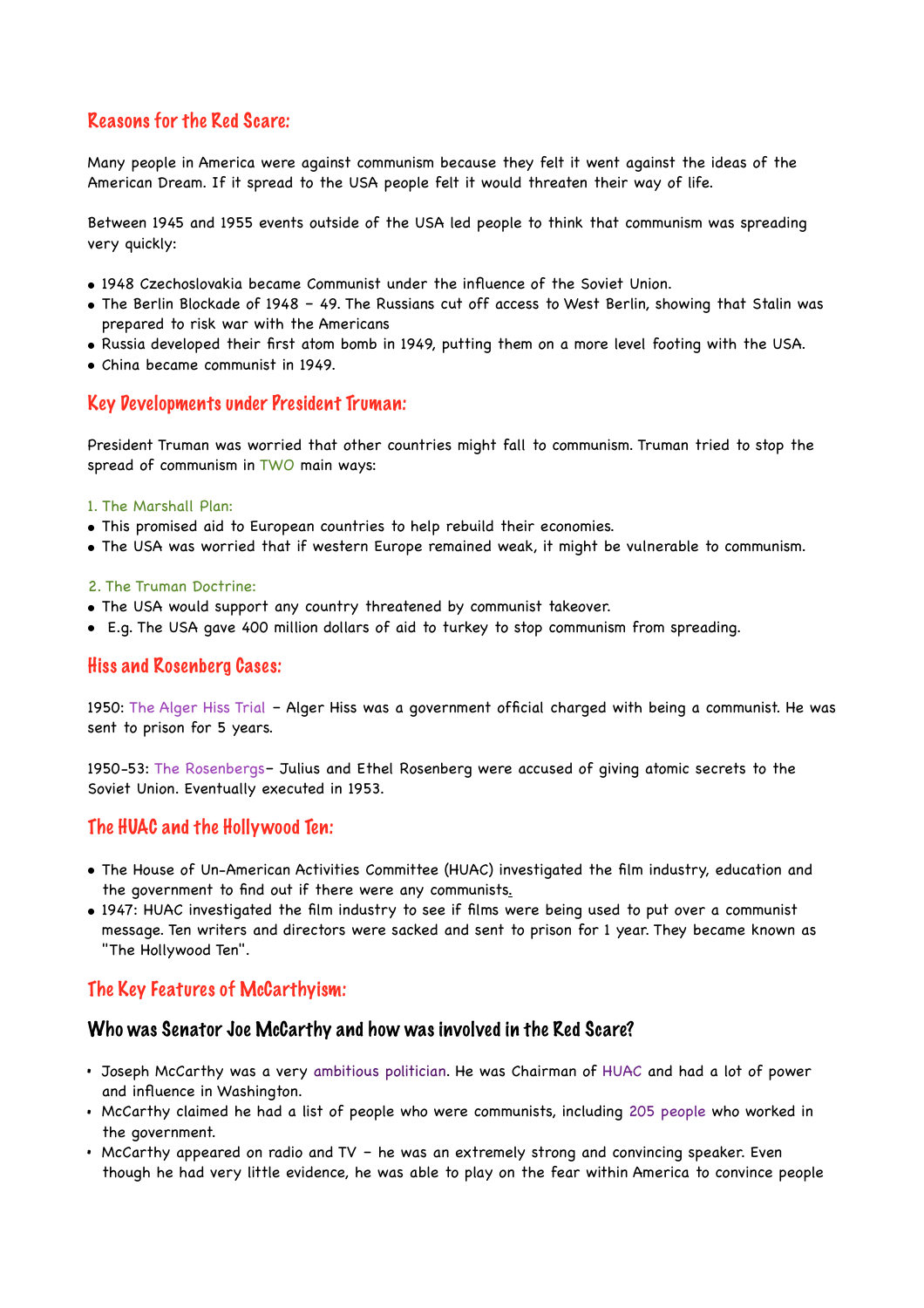## Reasons for the Red Scare:

Many people in America were against communism because they felt it went against the ideas of the American Dream. If it spread to the USA people felt it would threaten their way of life.

Between 1945 and 1955 events outside of the USA led people to think that communism was spreading very quickly:

- 1948 Czechoslovakia became Communist under the influence of the Soviet Union.
- The Berlin Blockade of 1948 – 49. The Russians cut off access to West Berlin, showing that Stalin was prepared to risk war with the Americans
- Russia developed their first atom bomb in 1949, putting them on a more level footing with the USA.
- China became communist in 1949.

## Key Developments under President Truman:

President Truman was worried that other countries might fall to communism. Truman tried to stop the spread of communism in TWO main ways:

1. The Marshall Plan:

- This promised aid to European countries to help rebuild their economies.
- The USA was worried that if western Europe remained weak, it might be vulnerable to communism.

2. The Truman Doctrine:

- The USA would support any country threatened by communist takeover.
- E.g. The USA gave 400 million dollars of aid to turkey to stop communism from spreading.

## Hiss and Rosenberg Cases:

1950: The Alger Hiss Trial – Alger Hiss was a government official charged with being a communist. He was sent to prison for 5 years.

1950-53: The Rosenbergs– Julius and Ethel Rosenberg were accused of giving atomic secrets to the Soviet Union. Eventually executed in 1953.

## The HUAC and the Hollywood Ten:

- The House of Un-American Activities Committee (HUAC) investigated the film industry, education and the government to find out if there were any communists.
- 1947: HUAC investigated the film industry to see if films were being used to put over a communist message. Ten writers and directors were sacked and sent to prison for 1 year. They became known as "The Hollywood Ten".

## The Key Features of McCarthyism:

### Who was Senator Joe McCarthy and how was involved in the Red Scare?

- Joseph McCarthy was a very ambitious politician. He was Chairman of HUAC and had a lot of power and influence in Washington.
- McCarthy claimed he had a list of people who were communists, including 205 people who worked in the government.
- McCarthy appeared on radio and TV – he was an extremely strong and convincing speaker. Even though he had very little evidence, he was able to play on the fear within America to convince people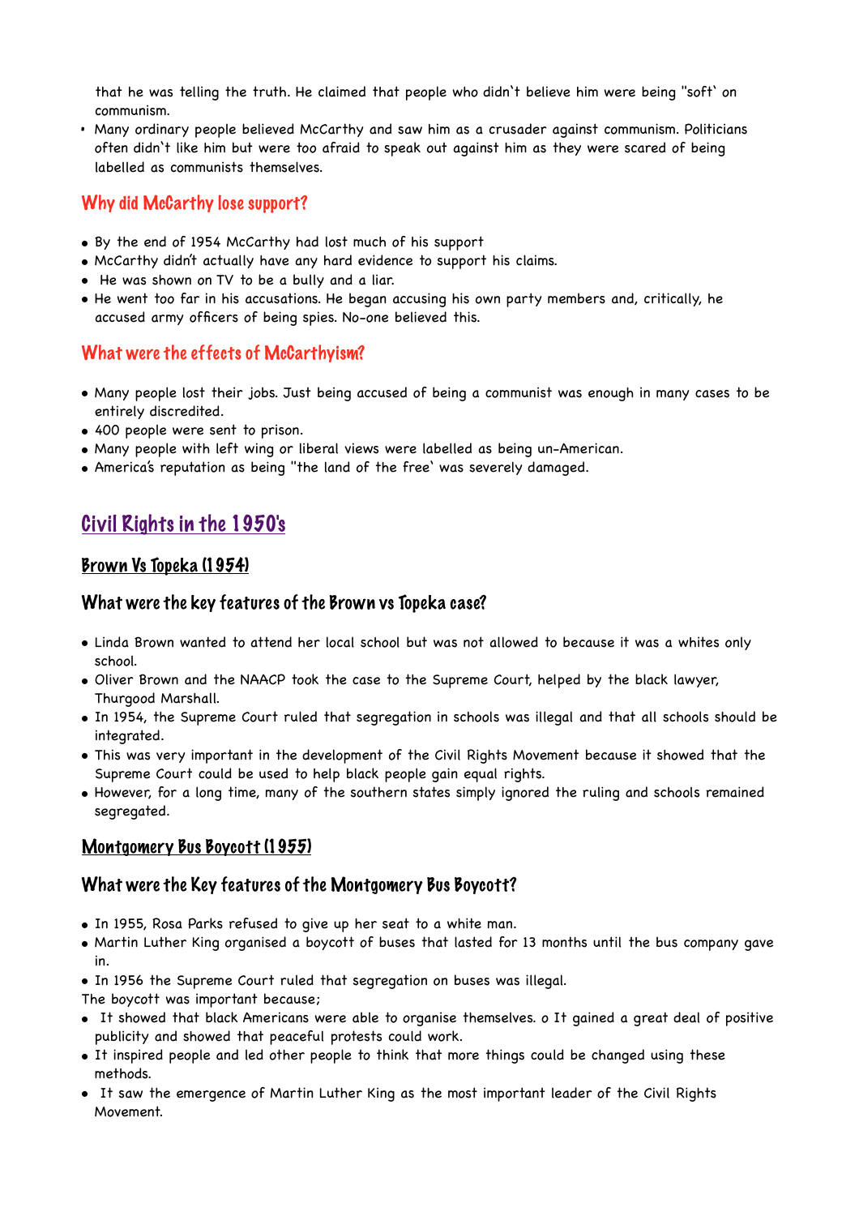that he was telling the truth. He claimed that people who didn't believe him were being "soft' on communism.

- Many ordinary people believed McCarthy and saw him as a crusader against communism. Politicians often didn't like him but were too afraid to speak out against him as they were scared of being labelled as communists themselves.

### Why did McCarthy lose support?

- By the end of 1954 McCarthy had lost much of his support
- McCarthy didn't actually have any hard evidence to support his claims.
- He was shown on TV to be a bully and a liar.
- He went too far in his accusations. He began accusing his own party members and, critically, he accused army officers of being spies. No-one believed this.

### What were the effects of McCarthyism?

- Many people lost their jobs. Just being accused of being a communist was enough in many cases to be entirely discredited.
- 400 people were sent to prison.
- Many people with left wing or liberal views were labelled as being un-American.
- America's reputation as being "the land of the free' was severely damaged.

## Civil Rights in the 1950's

### Brown Vs Topeka (1954)

#### What were the key features of the Brown vs Topeka case?

- Linda Brown wanted to attend her local school but was not allowed to because it was a whites only school.
- Oliver Brown and the NAACP took the case to the Supreme Court, helped by the black lawyer, Thurgood Marshall.
- In 1954, the Supreme Court ruled that segregation in schools was illegal and that all schools should be integrated.
- This was very important in the development of the Civil Rights Movement because it showed that the Supreme Court could be used to help black people gain equal rights.
- However, for a long time, many of the southern states simply ignored the ruling and schools remained segregated.

### Montgomery Bus Boycott (1955)

#### What were the Key features of the Montgomery Bus Boycott?

- In 1955, Rosa Parks refused to give up her seat to a white man.
- Martin Luther King organised a boycott of buses that lasted for 13 months until the bus company gave in.
- In 1956 the Supreme Court ruled that segregation on buses was illegal.

The boycott was important because;

- It showed that black Americans were able to organise themselves. o It gained a great deal of positive publicity and showed that peaceful protests could work.
- It inspired people and led other people to think that more things could be changed using these methods.
- It saw the emergence of Martin Luther King as the most important leader of the Civil Rights Movement.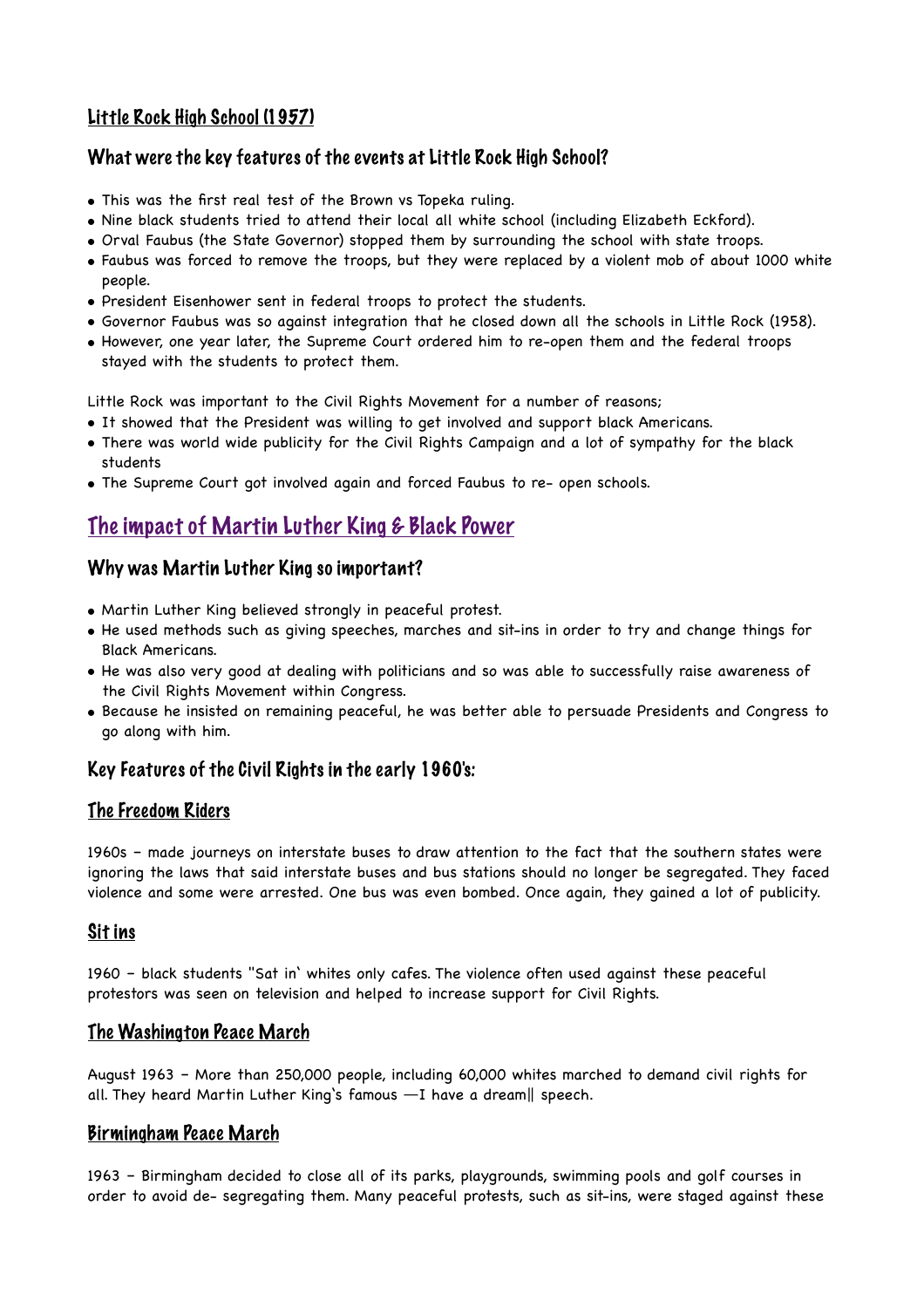## Little Rock High School (1957)

### What were the key features of the events at Little Rock High School?

- This was the first real test of the Brown vs Topeka ruling.
- Nine black students tried to attend their local all white school (including Elizabeth Eckford).
- Orval Faubus (the State Governor) stopped them by surrounding the school with state troops.
- Faubus was forced to remove the troops, but they were replaced by a violent mob of about 1000 white people.
- President Eisenhower sent in federal troops to protect the students.
- Governor Faubus was so against integration that he closed down all the schools in Little Rock (1958).
- However, one year later, the Supreme Court ordered him to re-open them and the federal troops stayed with the students to protect them.

Little Rock was important to the Civil Rights Movement for a number of reasons;

- It showed that the President was willing to get involved and support black Americans.
- There was world wide publicity for the Civil Rights Campaign and a lot of sympathy for the black students
- The Supreme Court got involved again and forced Faubus to re- open schools.

# The impact of Martin Luther King & Black Power

### Why was Martin Luther King so important?

- Martin Luther King believed strongly in peaceful protest.
- He used methods such as giving speeches, marches and sit-ins in order to try and change things for Black Americans.
- He was also very good at dealing with politicians and so was able to successfully raise awareness of the Civil Rights Movement within Congress.
- Because he insisted on remaining peaceful, he was better able to persuade Presidents and Congress to go along with him.

### Key Features of the Civil Rights in the early 1960's:

#### The Freedom Riders

1960s – made journeys on interstate buses to draw attention to the fact that the southern states were ignoring the laws that said interstate buses and bus stations should no longer be segregated. They faced violence and some were arrested. One bus was even bombed. Once again, they gained a lot of publicity.

#### Sit ins

1960 – black students "Sat in' whites only cafes. The violence often used against these peaceful protestors was seen on television and helped to increase support for Civil Rights.

#### The Washington Peace March

August 1963 – More than 250,000 people, including 60,000 whites marched to demand civil rights for all. They heard Martin Luther King's famous ―I have a dream‖ speech.

#### Birmingham Peace March

1963 – Birmingham decided to close all of its parks, playgrounds, swimming pools and golf courses in order to avoid de- segregating them. Many peaceful protests, such as sit-ins, were staged against these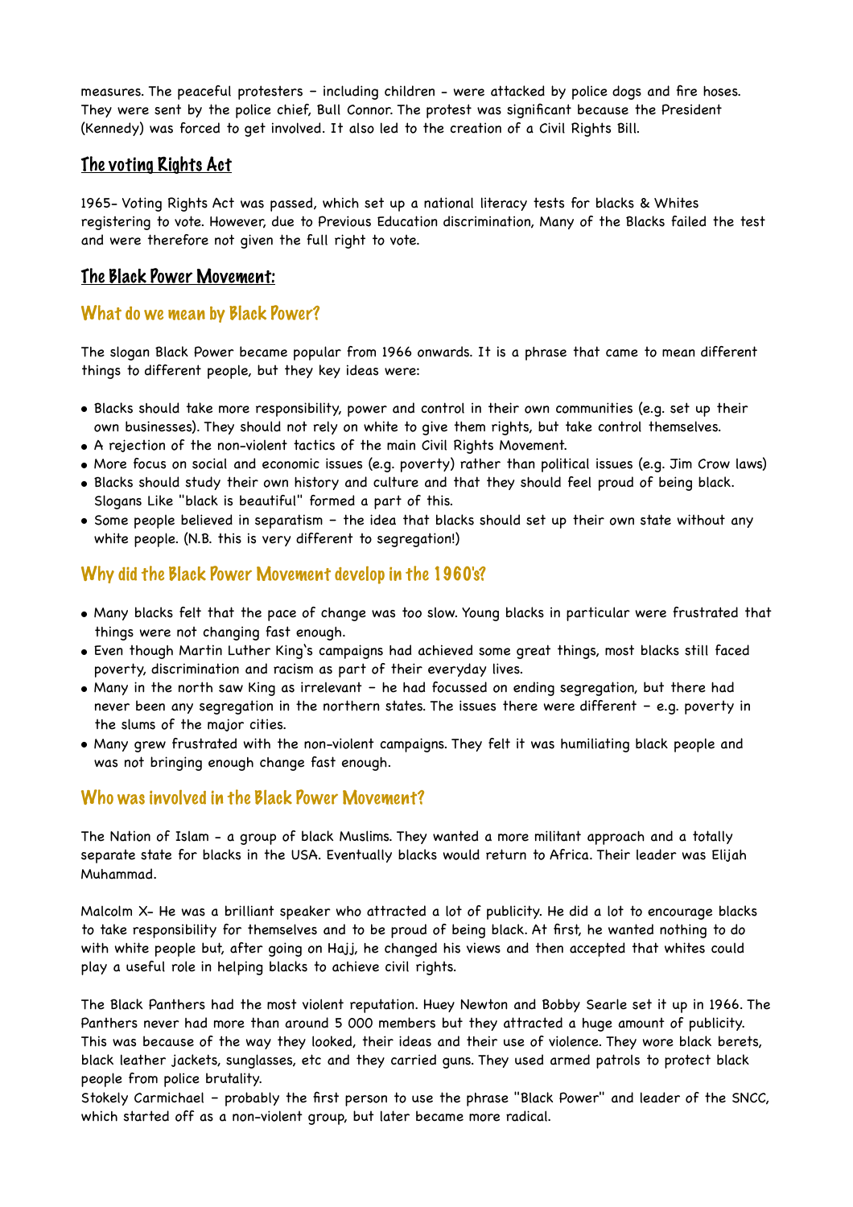measures. The peaceful protesters – including children - were attacked by police dogs and fire hoses. They were sent by the police chief, Bull Connor. The protest was significant because the President (Kennedy) was forced to get involved. It also led to the creation of a Civil Rights Bill.

## The voting Rights Act

1965- Voting Rights Act was passed, which set up a national literacy tests for blacks & Whites registering to vote. However, due to Previous Education discrimination, Many of the Blacks failed the test and were therefore not given the full right to vote.

## The Black Power Movement:

### What do we mean by Black Power?

The slogan Black Power became popular from 1966 onwards. It is a phrase that came to mean different things to different people, but they key ideas were:

- Blacks should take more responsibility, power and control in their own communities (e.g. set up their own businesses). They should not rely on white to give them rights, but take control themselves.
- A rejection of the non-violent tactics of the main Civil Rights Movement.
- More focus on social and economic issues (e.g. poverty) rather than political issues (e.g. Jim Crow laws)
- Blacks should study their own history and culture and that they should feel proud of being black. Slogans Like "black is beautiful" formed a part of this.
- Some people believed in separatism – the idea that blacks should set up their own state without any white people. (N.B. this is very different to segregation!)

### Why did the Black Power Movement develop in the 1960's?

- Many blacks felt that the pace of change was too slow. Young blacks in particular were frustrated that things were not changing fast enough.
- Even though Martin Luther King's campaigns had achieved some great things, most blacks still faced poverty, discrimination and racism as part of their everyday lives.
- Many in the north saw King as irrelevant – he had focussed on ending segregation, but there had never been any segregation in the northern states. The issues there were different – e.g. poverty in the slums of the major cities.
- Many grew frustrated with the non-violent campaigns. They felt it was humiliating black people and was not bringing enough change fast enough.

### Who was involved in the Black Power Movement?

The Nation of Islam - a group of black Muslims. They wanted a more militant approach and a totally separate state for blacks in the USA. Eventually blacks would return to Africa. Their leader was Elijah Muhammad.

Malcolm X- He was a brilliant speaker who attracted a lot of publicity. He did a lot to encourage blacks to take responsibility for themselves and to be proud of being black. At first, he wanted nothing to do with white people but, after going on Hajj, he changed his views and then accepted that whites could play a useful role in helping blacks to achieve civil rights.

The Black Panthers had the most violent reputation. Huey Newton and Bobby Searle set it up in 1966. The Panthers never had more than around 5 000 members but they attracted a huge amount of publicity. This was because of the way they looked, their ideas and their use of violence. They wore black berets, black leather jackets, sunglasses, etc and they carried guns. They used armed patrols to protect black people from police brutality.
Stokely Carmichael – probably the first person to use the phrase "Black Power" and leader of the SNCC, which started off as a non-violent group, but later became more radical.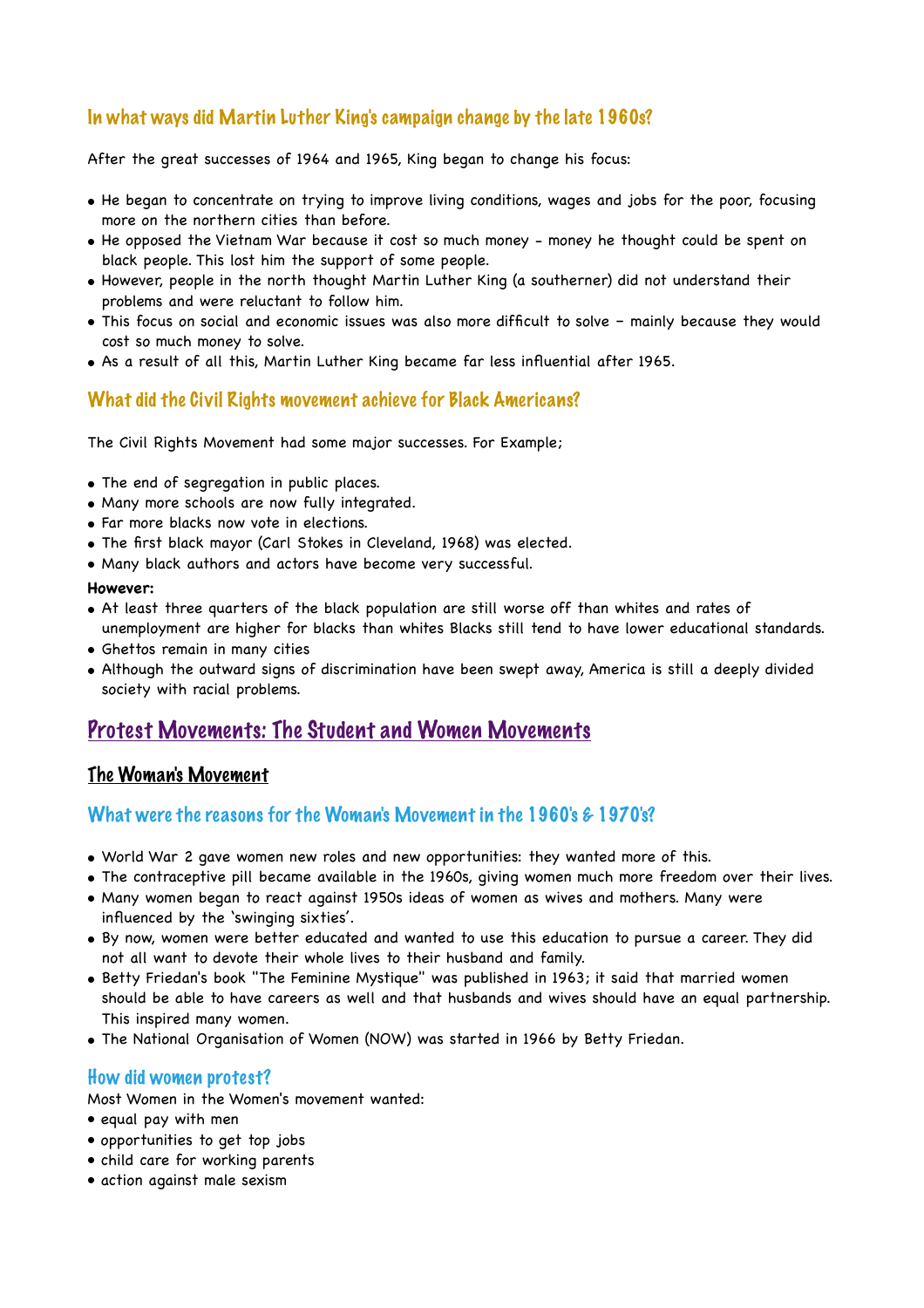### In what ways did Martin Luther King's campaign change by the late 1960s?

After the great successes of 1964 and 1965, King began to change his focus:

- He began to concentrate on trying to improve living conditions, wages and jobs for the poor, focusing more on the northern cities than before.
- He opposed the Vietnam War because it cost so much money - money he thought could be spent on black people. This lost him the support of some people.
- However, people in the north thought Martin Luther King (a southerner) did not understand their problems and were reluctant to follow him.
- This focus on social and economic issues was also more difficult to solve – mainly because they would cost so much money to solve.
- As a result of all this, Martin Luther King became far less influential after 1965.

### What did the Civil Rights movement achieve for Black Americans?

The Civil Rights Movement had some major successes. For Example;

- The end of segregation in public places.
- Many more schools are now fully integrated.
- Far more blacks now vote in elections.
- The first black mayor (Carl Stokes in Cleveland, 1968) was elected.
- Many black authors and actors have become very successful.

**However:**

- At least three quarters of the black population are still worse off than whites and rates of unemployment are higher for blacks than whites Blacks still tend to have lower educational standards.
- Ghettos remain in many cities
- Although the outward signs of discrimination have been swept away, America is still a deeply divided society with racial problems.

## Protest Movements: The Student and Women Movements

### The Woman's Movement

### What were the reasons for the Woman's Movement in the 1960's & 1970's?

- World War 2 gave women new roles and new opportunities: they wanted more of this.
- The contraceptive pill became available in the 1960s, giving women much more freedom over their lives.
- Many women began to react against 1950s ideas of women as wives and mothers. Many were influenced by the 'swinging sixties'.
- By now, women were better educated and wanted to use this education to pursue a career. They did not all want to devote their whole lives to their husband and family.
- Betty Friedan's book "The Feminine Mystique" was published in 1963; it said that married women should be able to have careers as well and that husbands and wives should have an equal partnership. This inspired many women.
- The National Organisation of Women (NOW) was started in 1966 by Betty Friedan.

### How did women protest?

Most Women in the Women's movement wanted:

- equal pay with men
- opportunities to get top jobs
- child care for working parents
- action against male sexism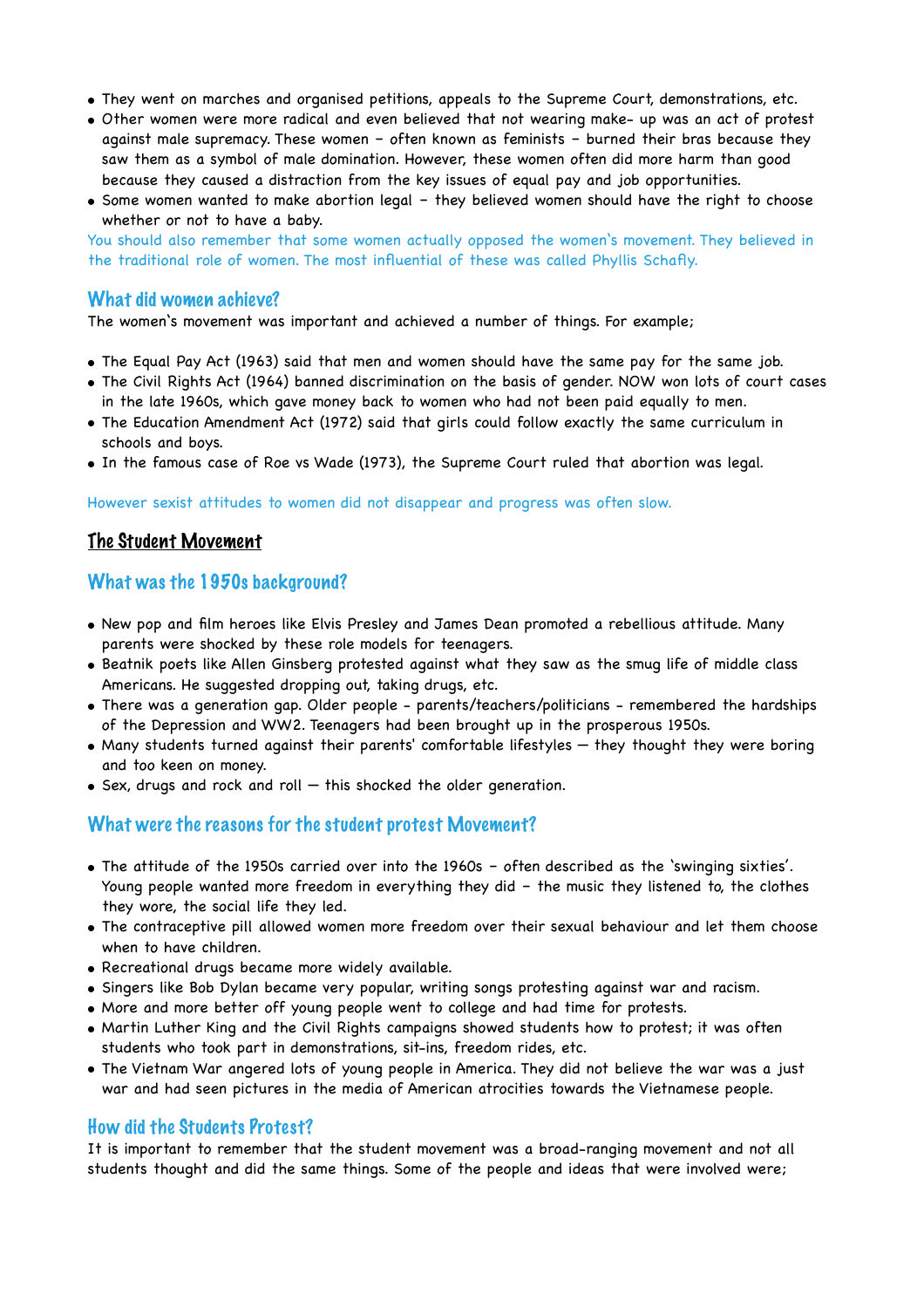- They went on marches and organised petitions, appeals to the Supreme Court, demonstrations, etc.
- Other women were more radical and even believed that not wearing make- up was an act of protest against male supremacy. These women – often known as feminists – burned their bras because they saw them as a symbol of male domination. However, these women often did more harm than good because they caused a distraction from the key issues of equal pay and job opportunities.
- Some women wanted to make abortion legal – they believed women should have the right to choose whether or not to have a baby.

You should also remember that some women actually opposed the women's movement. They believed in the traditional role of women. The most influential of these was called Phyllis Schafly.

### What did women achieve?

The women's movement was important and achieved a number of things. For example;

- The Equal Pay Act (1963) said that men and women should have the same pay for the same job.
- The Civil Rights Act (1964) banned discrimination on the basis of gender. NOW won lots of court cases in the late 1960s, which gave money back to women who had not been paid equally to men.
- The Education Amendment Act (1972) said that girls could follow exactly the same curriculum in schools and boys.
- In the famous case of Roe vs Wade (1973), the Supreme Court ruled that abortion was legal.

However sexist attitudes to women did not disappear and progress was often slow.

## The Student Movement

### What was the 1950s background?

- New pop and film heroes like Elvis Presley and James Dean promoted a rebellious attitude. Many parents were shocked by these role models for teenagers.
- Beatnik poets like Allen Ginsberg protested against what they saw as the smug life of middle class Americans. He suggested dropping out, taking drugs, etc.
- There was a generation gap. Older people - parents/teachers/politicians - remembered the hardships of the Depression and WW2. Teenagers had been brought up in the prosperous 1950s.
- Many students turned against their parents' comfortable lifestyles — they thought they were boring and too keen on money.
- Sex, drugs and rock and roll — this shocked the older generation.

### What were the reasons for the student protest Movement?

- The attitude of the 1950s carried over into the 1960s – often described as the 'swinging sixties'. Young people wanted more freedom in everything they did – the music they listened to, the clothes they wore, the social life they led.
- The contraceptive pill allowed women more freedom over their sexual behaviour and let them choose when to have children.
- Recreational drugs became more widely available.
- Singers like Bob Dylan became very popular, writing songs protesting against war and racism.
- More and more better off young people went to college and had time for protests.
- Martin Luther King and the Civil Rights campaigns showed students how to protest; it was often students who took part in demonstrations, sit-ins, freedom rides, etc.
- The Vietnam War angered lots of young people in America. They did not believe the war was a just war and had seen pictures in the media of American atrocities towards the Vietnamese people.

### How did the Students Protest?

It is important to remember that the student movement was a broad-ranging movement and not all students thought and did the same things. Some of the people and ideas that were involved were;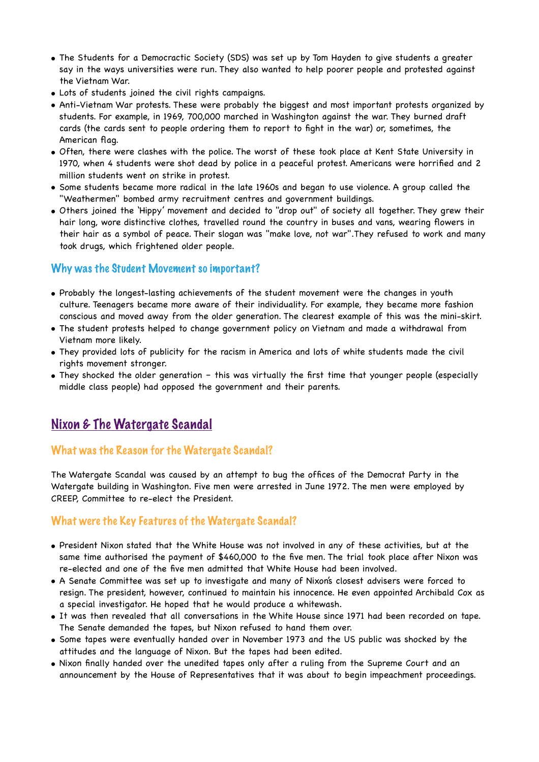- The Students for a Democractic Society (SDS) was set up by Tom Hayden to give students a greater say in the ways universities were run. They also wanted to help poorer people and protested against the Vietnam War.
- Lots of students joined the civil rights campaigns.
- Anti-Vietnam War protests. These were probably the biggest and most important protests organized by students. For example, in 1969, 700,000 marched in Washington against the war. They burned draft cards (the cards sent to people ordering them to report to fight in the war) or, sometimes, the American flag.
- Often, there were clashes with the police. The worst of these took place at Kent State University in 1970, when 4 students were shot dead by police in a peaceful protest. Americans were horrified and 2 million students went on strike in protest.
- Some students became more radical in the late 1960s and began to use violence. A group called the "Weathermen" bombed army recruitment centres and government buildings.
- Others joined the 'Hippy' movement and decided to "drop out" of society all together. They grew their hair long, wore distinctive clothes, travelled round the country in buses and vans, wearing flowers in their hair as a symbol of peace. Their slogan was "make love, not war".They refused to work and many took drugs, which frightened older people.

### Why was the Student Movement so important?

- Probably the longest-lasting achievements of the student movement were the changes in youth culture. Teenagers became more aware of their individuality. For example, they became more fashion conscious and moved away from the older generation. The clearest example of this was the mini-skirt.
- The student protests helped to change government policy on Vietnam and made a withdrawal from Vietnam more likely.
- They provided lots of publicity for the racism in America and lots of white students made the civil rights movement stronger.
- They shocked the older generation - this was virtually the first time that younger people (especially middle class people) had opposed the government and their parents.

## Nixon & The Watergate Scandal

### What was the Reason for the Watergate Scandal?

The Watergate Scandal was caused by an attempt to bug the offices of the Democrat Party in the Watergate building in Washington. Five men were arrested in June 1972. The men were employed by CREEP, Committee to re-elect the President.

### What were the Key Features of the Watergate Scandal?

- President Nixon stated that the White House was not involved in any of these activities, but at the same time authorised the payment of $460,000 to the five men. The trial took place after Nixon was re-elected and one of the five men admitted that White House had been involved.
- A Senate Committee was set up to investigate and many of Nixon's closest advisers were forced to resign. The president, however, continued to maintain his innocence. He even appointed Archibald Cox as a special investigator. He hoped that he would produce a whitewash.
- It was then revealed that all conversations in the White House since 1971 had been recorded on tape. The Senate demanded the tapes, but Nixon refused to hand them over.
- Some tapes were eventually handed over in November 1973 and the US public was shocked by the attitudes and the language of Nixon. But the tapes had been edited.
- Nixon finally handed over the unedited tapes only after a ruling from the Supreme Court and an announcement by the House of Representatives that it was about to begin impeachment proceedings.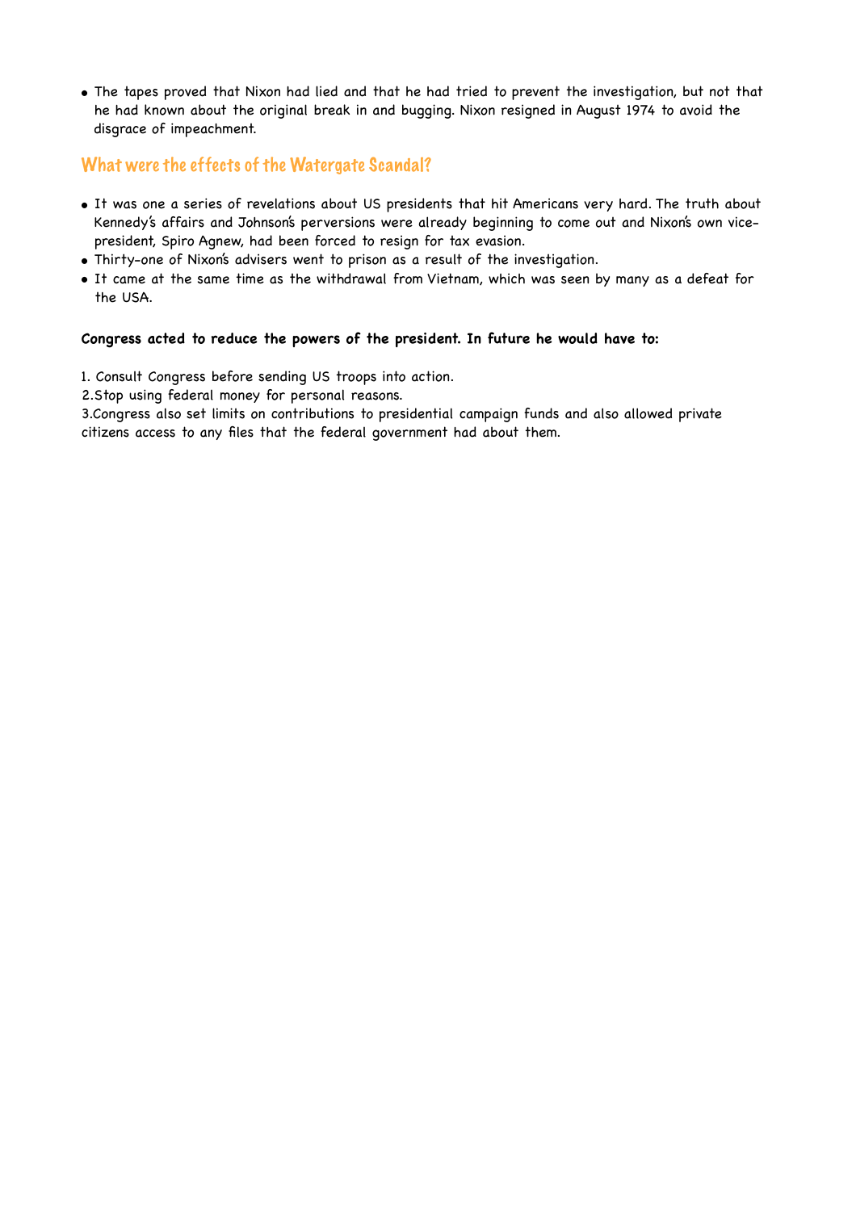- The tapes proved that Nixon had lied and that he had tried to prevent the investigation, but not that he had known about the original break in and bugging. Nixon resigned in August 1974 to avoid the disgrace of impeachment.

## What were the effects of the Watergate Scandal?

- It was one a series of revelations about US presidents that hit Americans very hard. The truth about Kennedy's affairs and Johnson's perversions were already beginning to come out and Nixon's own vice-president, Spiro Agnew, had been forced to resign for tax evasion.
- Thirty-one of Nixon's advisers went to prison as a result of the investigation.
- It came at the same time as the withdrawal from Vietnam, which was seen by many as a defeat for the USA.

**Congress acted to reduce the powers of the president. In future he would have to:**

1. Consult Congress before sending US troops into action.
2. Stop using federal money for personal reasons.
3. Congress also set limits on contributions to presidential campaign funds and also allowed private citizens access to any files that the federal government had about them.